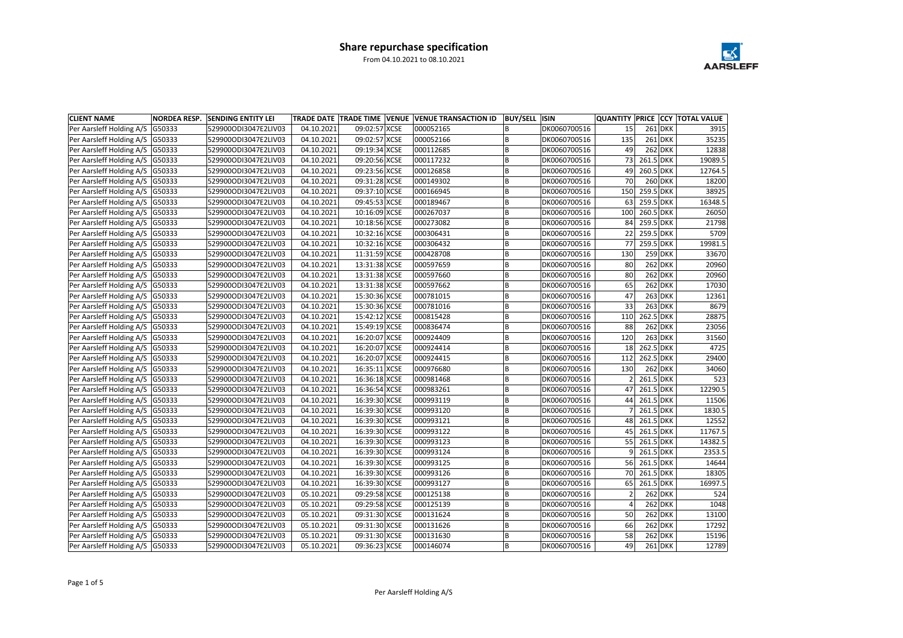# Share repurchase specification

From 04.10.2021 to 08.10.2021

| CLIENT NAME | NORDEA RESP. | SENDING ENTITY LEI | TRADE DATE | TRADE TIME | VENUE | VENUE TRANSACTION ID | BUY/SELL | ISIN | QUANTITY | PRICE | CCY | TOTAL VALUE |
|---|---|---|---|---|---|---|---|---|---|---|---|---|
| Per Aarsleff Holding A/S | G50333 | 529900ODI3047E2LIV03 | 04.10.2021 | 09:02:57 | XCSE | 000052165 | B | DK0060700516 | 15 | 261 | DKK | 3915 |
| Per Aarsleff Holding A/S | G50333 | 529900ODI3047E2LIV03 | 04.10.2021 | 09:02:57 | XCSE | 000052166 | B | DK0060700516 | 135 | 261 | DKK | 35235 |
| Per Aarsleff Holding A/S | G50333 | 529900ODI3047E2LIV03 | 04.10.2021 | 09:19:34 | XCSE | 000112685 | B | DK0060700516 | 49 | 262 | DKK | 12838 |
| Per Aarsleff Holding A/S | G50333 | 529900ODI3047E2LIV03 | 04.10.2021 | 09:20:56 | XCSE | 000117232 | B | DK0060700516 | 73 | 261.5 | DKK | 19089.5 |
| Per Aarsleff Holding A/S | G50333 | 529900ODI3047E2LIV03 | 04.10.2021 | 09:23:56 | XCSE | 000126858 | B | DK0060700516 | 49 | 260.5 | DKK | 12764.5 |
| Per Aarsleff Holding A/S | G50333 | 529900ODI3047E2LIV03 | 04.10.2021 | 09:31:28 | XCSE | 000149302 | B | DK0060700516 | 70 | 260 | DKK | 18200 |
| Per Aarsleff Holding A/S | G50333 | 529900ODI3047E2LIV03 | 04.10.2021 | 09:37:10 | XCSE | 000166945 | B | DK0060700516 | 150 | 259.5 | DKK | 38925 |
| Per Aarsleff Holding A/S | G50333 | 529900ODI3047E2LIV03 | 04.10.2021 | 09:45:53 | XCSE | 000189467 | B | DK0060700516 | 63 | 259.5 | DKK | 16348.5 |
| Per Aarsleff Holding A/S | G50333 | 529900ODI3047E2LIV03 | 04.10.2021 | 10:16:09 | XCSE | 000267037 | B | DK0060700516 | 100 | 260.5 | DKK | 26050 |
| Per Aarsleff Holding A/S | G50333 | 529900ODI3047E2LIV03 | 04.10.2021 | 10:18:56 | XCSE | 000273082 | B | DK0060700516 | 84 | 259.5 | DKK | 21798 |
| Per Aarsleff Holding A/S | G50333 | 529900ODI3047E2LIV03 | 04.10.2021 | 10:32:16 | XCSE | 000306431 | B | DK0060700516 | 22 | 259.5 | DKK | 5709 |
| Per Aarsleff Holding A/S | G50333 | 529900ODI3047E2LIV03 | 04.10.2021 | 10:32:16 | XCSE | 000306432 | B | DK0060700516 | 77 | 259.5 | DKK | 19981.5 |
| Per Aarsleff Holding A/S | G50333 | 529900ODI3047E2LIV03 | 04.10.2021 | 11:31:59 | XCSE | 000428708 | B | DK0060700516 | 130 | 259 | DKK | 33670 |
| Per Aarsleff Holding A/S | G50333 | 529900ODI3047E2LIV03 | 04.10.2021 | 13:31:38 | XCSE | 000597659 | B | DK0060700516 | 80 | 262 | DKK | 20960 |
| Per Aarsleff Holding A/S | G50333 | 529900ODI3047E2LIV03 | 04.10.2021 | 13:31:38 | XCSE | 000597660 | B | DK0060700516 | 80 | 262 | DKK | 20960 |
| Per Aarsleff Holding A/S | G50333 | 529900ODI3047E2LIV03 | 04.10.2021 | 13:31:38 | XCSE | 000597662 | B | DK0060700516 | 65 | 262 | DKK | 17030 |
| Per Aarsleff Holding A/S | G50333 | 529900ODI3047E2LIV03 | 04.10.2021 | 15:30:36 | XCSE | 000781015 | B | DK0060700516 | 47 | 263 | DKK | 12361 |
| Per Aarsleff Holding A/S | G50333 | 529900ODI3047E2LIV03 | 04.10.2021 | 15:30:36 | XCSE | 000781016 | B | DK0060700516 | 33 | 263 | DKK | 8679 |
| Per Aarsleff Holding A/S | G50333 | 529900ODI3047E2LIV03 | 04.10.2021 | 15:42:12 | XCSE | 000815428 | B | DK0060700516 | 110 | 262.5 | DKK | 28875 |
| Per Aarsleff Holding A/S | G50333 | 529900ODI3047E2LIV03 | 04.10.2021 | 15:49:19 | XCSE | 000836474 | B | DK0060700516 | 88 | 262 | DKK | 23056 |
| Per Aarsleff Holding A/S | G50333 | 529900ODI3047E2LIV03 | 04.10.2021 | 16:20:07 | XCSE | 000924409 | B | DK0060700516 | 120 | 263 | DKK | 31560 |
| Per Aarsleff Holding A/S | G50333 | 529900ODI3047E2LIV03 | 04.10.2021 | 16:20:07 | XCSE | 000924414 | B | DK0060700516 | 18 | 262.5 | DKK | 4725 |
| Per Aarsleff Holding A/S | G50333 | 529900ODI3047E2LIV03 | 04.10.2021 | 16:20:07 | XCSE | 000924415 | B | DK0060700516 | 112 | 262.5 | DKK | 29400 |
| Per Aarsleff Holding A/S | G50333 | 529900ODI3047E2LIV03 | 04.10.2021 | 16:35:11 | XCSE | 000976680 | B | DK0060700516 | 130 | 262 | DKK | 34060 |
| Per Aarsleff Holding A/S | G50333 | 529900ODI3047E2LIV03 | 04.10.2021 | 16:36:18 | XCSE | 000981468 | B | DK0060700516 | 2 | 261.5 | DKK | 523 |
| Per Aarsleff Holding A/S | G50333 | 529900ODI3047E2LIV03 | 04.10.2021 | 16:36:54 | XCSE | 000983261 | B | DK0060700516 | 47 | 261.5 | DKK | 12290.5 |
| Per Aarsleff Holding A/S | G50333 | 529900ODI3047E2LIV03 | 04.10.2021 | 16:39:30 | XCSE | 000993119 | B | DK0060700516 | 44 | 261.5 | DKK | 11506 |
| Per Aarsleff Holding A/S | G50333 | 529900ODI3047E2LIV03 | 04.10.2021 | 16:39:30 | XCSE | 000993120 | B | DK0060700516 | 7 | 261.5 | DKK | 1830.5 |
| Per Aarsleff Holding A/S | G50333 | 529900ODI3047E2LIV03 | 04.10.2021 | 16:39:30 | XCSE | 000993121 | B | DK0060700516 | 48 | 261.5 | DKK | 12552 |
| Per Aarsleff Holding A/S | G50333 | 529900ODI3047E2LIV03 | 04.10.2021 | 16:39:30 | XCSE | 000993122 | B | DK0060700516 | 45 | 261.5 | DKK | 11767.5 |
| Per Aarsleff Holding A/S | G50333 | 529900ODI3047E2LIV03 | 04.10.2021 | 16:39:30 | XCSE | 000993123 | B | DK0060700516 | 55 | 261.5 | DKK | 14382.5 |
| Per Aarsleff Holding A/S | G50333 | 529900ODI3047E2LIV03 | 04.10.2021 | 16:39:30 | XCSE | 000993124 | B | DK0060700516 | 9 | 261.5 | DKK | 2353.5 |
| Per Aarsleff Holding A/S | G50333 | 529900ODI3047E2LIV03 | 04.10.2021 | 16:39:30 | XCSE | 000993125 | B | DK0060700516 | 56 | 261.5 | DKK | 14644 |
| Per Aarsleff Holding A/S | G50333 | 529900ODI3047E2LIV03 | 04.10.2021 | 16:39:30 | XCSE | 000993126 | B | DK0060700516 | 70 | 261.5 | DKK | 18305 |
| Per Aarsleff Holding A/S | G50333 | 529900ODI3047E2LIV03 | 04.10.2021 | 16:39:30 | XCSE | 000993127 | B | DK0060700516 | 65 | 261.5 | DKK | 16997.5 |
| Per Aarsleff Holding A/S | G50333 | 529900ODI3047E2LIV03 | 05.10.2021 | 09:29:58 | XCSE | 000125138 | B | DK0060700516 | 2 | 262 | DKK | 524 |
| Per Aarsleff Holding A/S | G50333 | 529900ODI3047E2LIV03 | 05.10.2021 | 09:29:58 | XCSE | 000125139 | B | DK0060700516 | 4 | 262 | DKK | 1048 |
| Per Aarsleff Holding A/S | G50333 | 529900ODI3047E2LIV03 | 05.10.2021 | 09:31:30 | XCSE | 000131624 | B | DK0060700516 | 50 | 262 | DKK | 13100 |
| Per Aarsleff Holding A/S | G50333 | 529900ODI3047E2LIV03 | 05.10.2021 | 09:31:30 | XCSE | 000131626 | B | DK0060700516 | 66 | 262 | DKK | 17292 |
| Per Aarsleff Holding A/S | G50333 | 529900ODI3047E2LIV03 | 05.10.2021 | 09:31:30 | XCSE | 000131630 | B | DK0060700516 | 58 | 262 | DKK | 15196 |
| Per Aarsleff Holding A/S | G50333 | 529900ODI3047E2LIV03 | 05.10.2021 | 09:36:23 | XCSE | 000146074 | B | DK0060700516 | 49 | 261 | DKK | 12789 |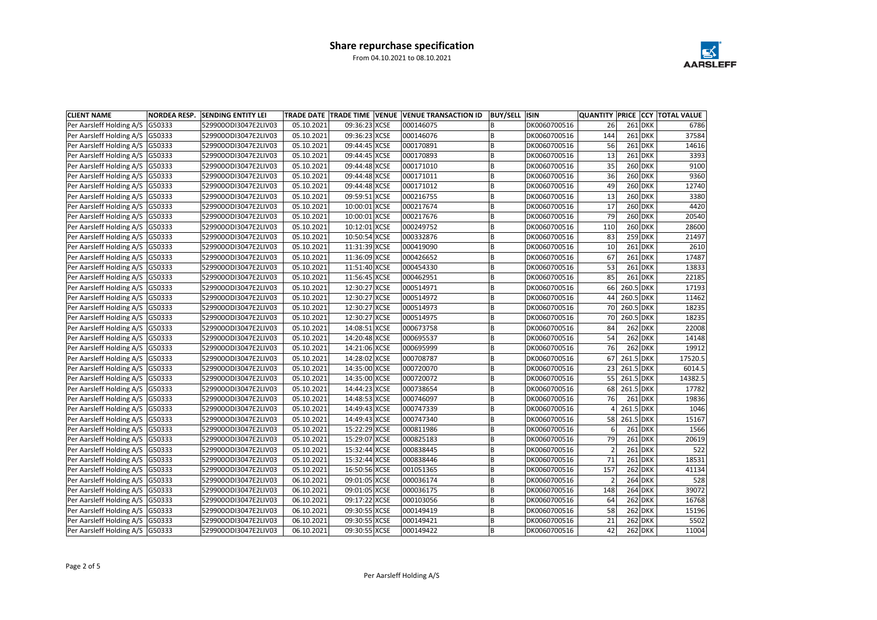# Share repurchase specification

From 04.10.2021 to 08.10.2021

| CLIENT NAME | NORDEA RESP. | SENDING ENTITY LEI | TRADE DATE | TRADE TIME | VENUE | VENUE TRANSACTION ID | BUY/SELL | ISIN | QUANTITY | PRICE | CCY | TOTAL VALUE |
|---|---|---|---|---|---|---|---|---|---|---|---|---|
| Per Aarsleff Holding A/S | G50333 | 529900ODI3047E2LIV03 | 05.10.2021 | 09:36:23 | XCSE | 000146075 | B | DK0060700516 | 26 | 261 | DKK | 6786 |
| Per Aarsleff Holding A/S | G50333 | 529900ODI3047E2LIV03 | 05.10.2021 | 09:36:23 | XCSE | 000146076 | B | DK0060700516 | 144 | 261 | DKK | 37584 |
| Per Aarsleff Holding A/S | G50333 | 529900ODI3047E2LIV03 | 05.10.2021 | 09:44:45 | XCSE | 000170891 | B | DK0060700516 | 56 | 261 | DKK | 14616 |
| Per Aarsleff Holding A/S | G50333 | 529900ODI3047E2LIV03 | 05.10.2021 | 09:44:45 | XCSE | 000170893 | B | DK0060700516 | 13 | 261 | DKK | 3393 |
| Per Aarsleff Holding A/S | G50333 | 529900ODI3047E2LIV03 | 05.10.2021 | 09:44:48 | XCSE | 000171010 | B | DK0060700516 | 35 | 260 | DKK | 9100 |
| Per Aarsleff Holding A/S | G50333 | 529900ODI3047E2LIV03 | 05.10.2021 | 09:44:48 | XCSE | 000171011 | B | DK0060700516 | 36 | 260 | DKK | 9360 |
| Per Aarsleff Holding A/S | G50333 | 529900ODI3047E2LIV03 | 05.10.2021 | 09:44:48 | XCSE | 000171012 | B | DK0060700516 | 49 | 260 | DKK | 12740 |
| Per Aarsleff Holding A/S | G50333 | 529900ODI3047E2LIV03 | 05.10.2021 | 09:59:51 | XCSE | 000216755 | B | DK0060700516 | 13 | 260 | DKK | 3380 |
| Per Aarsleff Holding A/S | G50333 | 529900ODI3047E2LIV03 | 05.10.2021 | 10:00:01 | XCSE | 000217674 | B | DK0060700516 | 17 | 260 | DKK | 4420 |
| Per Aarsleff Holding A/S | G50333 | 529900ODI3047E2LIV03 | 05.10.2021 | 10:00:01 | XCSE | 000217676 | B | DK0060700516 | 79 | 260 | DKK | 20540 |
| Per Aarsleff Holding A/S | G50333 | 529900ODI3047E2LIV03 | 05.10.2021 | 10:12:01 | XCSE | 000249752 | B | DK0060700516 | 110 | 260 | DKK | 28600 |
| Per Aarsleff Holding A/S | G50333 | 529900ODI3047E2LIV03 | 05.10.2021 | 10:50:54 | XCSE | 000332876 | B | DK0060700516 | 83 | 259 | DKK | 21497 |
| Per Aarsleff Holding A/S | G50333 | 529900ODI3047E2LIV03 | 05.10.2021 | 11:31:39 | XCSE | 000419090 | B | DK0060700516 | 10 | 261 | DKK | 2610 |
| Per Aarsleff Holding A/S | G50333 | 529900ODI3047E2LIV03 | 05.10.2021 | 11:36:09 | XCSE | 000426652 | B | DK0060700516 | 67 | 261 | DKK | 17487 |
| Per Aarsleff Holding A/S | G50333 | 529900ODI3047E2LIV03 | 05.10.2021 | 11:51:40 | XCSE | 000454330 | B | DK0060700516 | 53 | 261 | DKK | 13833 |
| Per Aarsleff Holding A/S | G50333 | 529900ODI3047E2LIV03 | 05.10.2021 | 11:56:45 | XCSE | 000462951 | B | DK0060700516 | 85 | 261 | DKK | 22185 |
| Per Aarsleff Holding A/S | G50333 | 529900ODI3047E2LIV03 | 05.10.2021 | 12:30:27 | XCSE | 000514971 | B | DK0060700516 | 66 | 260.5 | DKK | 17193 |
| Per Aarsleff Holding A/S | G50333 | 529900ODI3047E2LIV03 | 05.10.2021 | 12:30:27 | XCSE | 000514972 | B | DK0060700516 | 44 | 260.5 | DKK | 11462 |
| Per Aarsleff Holding A/S | G50333 | 529900ODI3047E2LIV03 | 05.10.2021 | 12:30:27 | XCSE | 000514973 | B | DK0060700516 | 70 | 260.5 | DKK | 18235 |
| Per Aarsleff Holding A/S | G50333 | 529900ODI3047E2LIV03 | 05.10.2021 | 12:30:27 | XCSE | 000514975 | B | DK0060700516 | 70 | 260.5 | DKK | 18235 |
| Per Aarsleff Holding A/S | G50333 | 529900ODI3047E2LIV03 | 05.10.2021 | 14:08:51 | XCSE | 000673758 | B | DK0060700516 | 84 | 262 | DKK | 22008 |
| Per Aarsleff Holding A/S | G50333 | 529900ODI3047E2LIV03 | 05.10.2021 | 14:20:48 | XCSE | 000695537 | B | DK0060700516 | 54 | 262 | DKK | 14148 |
| Per Aarsleff Holding A/S | G50333 | 529900ODI3047E2LIV03 | 05.10.2021 | 14:21:06 | XCSE | 000695999 | B | DK0060700516 | 76 | 262 | DKK | 19912 |
| Per Aarsleff Holding A/S | G50333 | 529900ODI3047E2LIV03 | 05.10.2021 | 14:28:02 | XCSE | 000708787 | B | DK0060700516 | 67 | 261.5 | DKK | 17520.5 |
| Per Aarsleff Holding A/S | G50333 | 529900ODI3047E2LIV03 | 05.10.2021 | 14:35:00 | XCSE | 000720070 | B | DK0060700516 | 23 | 261.5 | DKK | 6014.5 |
| Per Aarsleff Holding A/S | G50333 | 529900ODI3047E2LIV03 | 05.10.2021 | 14:35:00 | XCSE | 000720072 | B | DK0060700516 | 55 | 261.5 | DKK | 14382.5 |
| Per Aarsleff Holding A/S | G50333 | 529900ODI3047E2LIV03 | 05.10.2021 | 14:44:23 | XCSE | 000738654 | B | DK0060700516 | 68 | 261.5 | DKK | 17782 |
| Per Aarsleff Holding A/S | G50333 | 529900ODI3047E2LIV03 | 05.10.2021 | 14:48:53 | XCSE | 000746097 | B | DK0060700516 | 76 | 261 | DKK | 19836 |
| Per Aarsleff Holding A/S | G50333 | 529900ODI3047E2LIV03 | 05.10.2021 | 14:49:43 | XCSE | 000747339 | B | DK0060700516 | 4 | 261.5 | DKK | 1046 |
| Per Aarsleff Holding A/S | G50333 | 529900ODI3047E2LIV03 | 05.10.2021 | 14:49:43 | XCSE | 000747340 | B | DK0060700516 | 58 | 261.5 | DKK | 15167 |
| Per Aarsleff Holding A/S | G50333 | 529900ODI3047E2LIV03 | 05.10.2021 | 15:22:29 | XCSE | 000811986 | B | DK0060700516 | 6 | 261 | DKK | 1566 |
| Per Aarsleff Holding A/S | G50333 | 529900ODI3047E2LIV03 | 05.10.2021 | 15:29:07 | XCSE | 000825183 | B | DK0060700516 | 79 | 261 | DKK | 20619 |
| Per Aarsleff Holding A/S | G50333 | 529900ODI3047E2LIV03 | 05.10.2021 | 15:32:44 | XCSE | 000838445 | B | DK0060700516 | 2 | 261 | DKK | 522 |
| Per Aarsleff Holding A/S | G50333 | 529900ODI3047E2LIV03 | 05.10.2021 | 15:32:44 | XCSE | 000838446 | B | DK0060700516 | 71 | 261 | DKK | 18531 |
| Per Aarsleff Holding A/S | G50333 | 529900ODI3047E2LIV03 | 05.10.2021 | 16:50:56 | XCSE | 001051365 | B | DK0060700516 | 157 | 262 | DKK | 41134 |
| Per Aarsleff Holding A/S | G50333 | 529900ODI3047E2LIV03 | 06.10.2021 | 09:01:05 | XCSE | 000036174 | B | DK0060700516 | 2 | 264 | DKK | 528 |
| Per Aarsleff Holding A/S | G50333 | 529900ODI3047E2LIV03 | 06.10.2021 | 09:01:05 | XCSE | 000036175 | B | DK0060700516 | 148 | 264 | DKK | 39072 |
| Per Aarsleff Holding A/S | G50333 | 529900ODI3047E2LIV03 | 06.10.2021 | 09:17:22 | XCSE | 000103056 | B | DK0060700516 | 64 | 262 | DKK | 16768 |
| Per Aarsleff Holding A/S | G50333 | 529900ODI3047E2LIV03 | 06.10.2021 | 09:30:55 | XCSE | 000149419 | B | DK0060700516 | 58 | 262 | DKK | 15196 |
| Per Aarsleff Holding A/S | G50333 | 529900ODI3047E2LIV03 | 06.10.2021 | 09:30:55 | XCSE | 000149421 | B | DK0060700516 | 21 | 262 | DKK | 5502 |
| Per Aarsleff Holding A/S | G50333 | 529900ODI3047E2LIV03 | 06.10.2021 | 09:30:55 | XCSE | 000149422 | B | DK0060700516 | 42 | 262 | DKK | 11004 |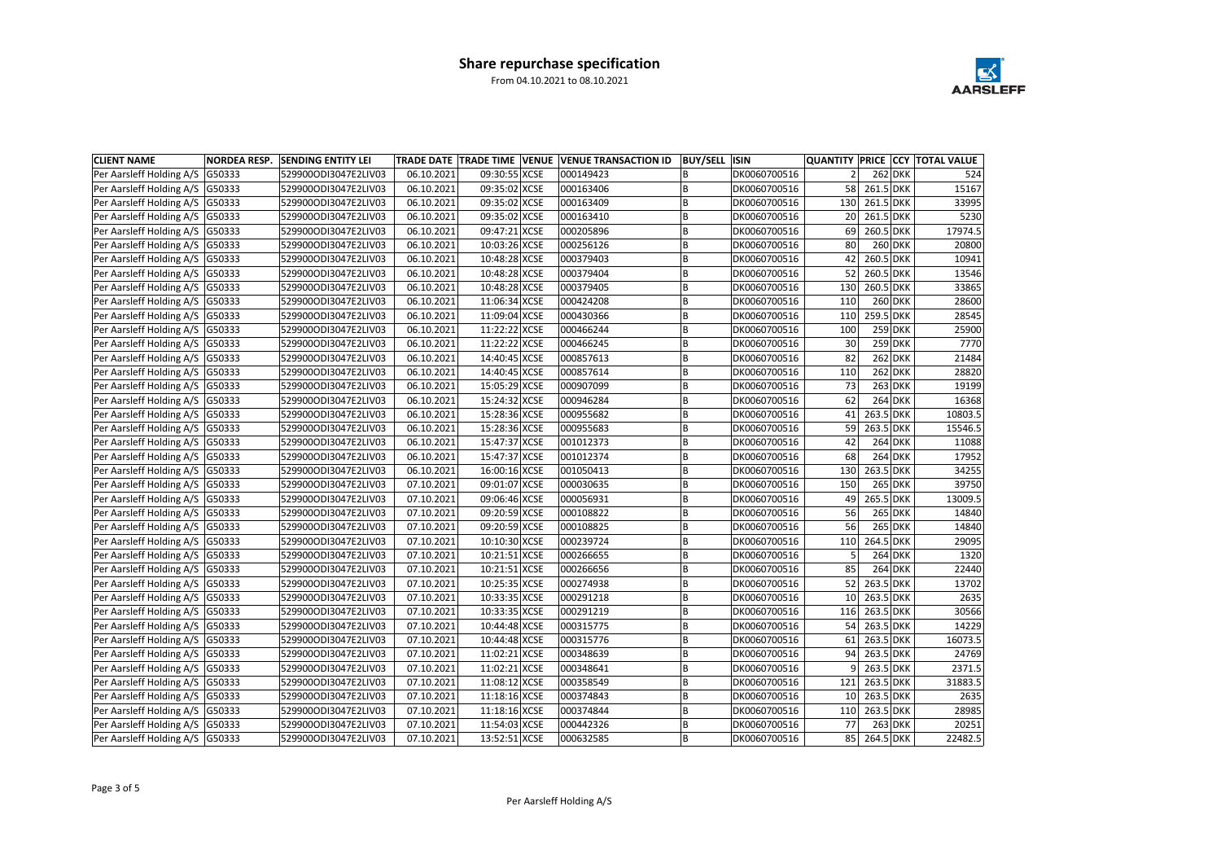# Share repurchase specification

From 04.10.2021 to 08.10.2021

| CLIENT NAME | NORDEA RESP. | SENDING ENTITY LEI | TRADE DATE | TRADE TIME | VENUE | VENUE TRANSACTION ID | BUY/SELL | ISIN | QUANTITY | PRICE | CCY | TOTAL VALUE |
|---|---|---|---|---|---|---|---|---|---|---|---|---|
| Per Aarsleff Holding A/S | G50333 | 529900ODI3047E2LIV03 | 06.10.2021 | 09:30:55 | XCSE | 000149423 | B | DK0060700516 | 2 | 262 | DKK | 524 |
| Per Aarsleff Holding A/S | G50333 | 529900ODI3047E2LIV03 | 06.10.2021 | 09:35:02 | XCSE | 000163406 | B | DK0060700516 | 58 | 261.5 | DKK | 15167 |
| Per Aarsleff Holding A/S | G50333 | 529900ODI3047E2LIV03 | 06.10.2021 | 09:35:02 | XCSE | 000163409 | B | DK0060700516 | 130 | 261.5 | DKK | 33995 |
| Per Aarsleff Holding A/S | G50333 | 529900ODI3047E2LIV03 | 06.10.2021 | 09:35:02 | XCSE | 000163410 | B | DK0060700516 | 20 | 261.5 | DKK | 5230 |
| Per Aarsleff Holding A/S | G50333 | 529900ODI3047E2LIV03 | 06.10.2021 | 09:47:21 | XCSE | 000205896 | B | DK0060700516 | 69 | 260.5 | DKK | 17974.5 |
| Per Aarsleff Holding A/S | G50333 | 529900ODI3047E2LIV03 | 06.10.2021 | 10:03:26 | XCSE | 000256126 | B | DK0060700516 | 80 | 260 | DKK | 20800 |
| Per Aarsleff Holding A/S | G50333 | 529900ODI3047E2LIV03 | 06.10.2021 | 10:48:28 | XCSE | 000379403 | B | DK0060700516 | 42 | 260.5 | DKK | 10941 |
| Per Aarsleff Holding A/S | G50333 | 529900ODI3047E2LIV03 | 06.10.2021 | 10:48:28 | XCSE | 000379404 | B | DK0060700516 | 52 | 260.5 | DKK | 13546 |
| Per Aarsleff Holding A/S | G50333 | 529900ODI3047E2LIV03 | 06.10.2021 | 10:48:28 | XCSE | 000379405 | B | DK0060700516 | 130 | 260.5 | DKK | 33865 |
| Per Aarsleff Holding A/S | G50333 | 529900ODI3047E2LIV03 | 06.10.2021 | 11:06:34 | XCSE | 000424208 | B | DK0060700516 | 110 | 260 | DKK | 28600 |
| Per Aarsleff Holding A/S | G50333 | 529900ODI3047E2LIV03 | 06.10.2021 | 11:09:04 | XCSE | 000430366 | B | DK0060700516 | 110 | 259.5 | DKK | 28545 |
| Per Aarsleff Holding A/S | G50333 | 529900ODI3047E2LIV03 | 06.10.2021 | 11:22:22 | XCSE | 000466244 | B | DK0060700516 | 100 | 259 | DKK | 25900 |
| Per Aarsleff Holding A/S | G50333 | 529900ODI3047E2LIV03 | 06.10.2021 | 11:22:22 | XCSE | 000466245 | B | DK0060700516 | 30 | 259 | DKK | 7770 |
| Per Aarsleff Holding A/S | G50333 | 529900ODI3047E2LIV03 | 06.10.2021 | 14:40:45 | XCSE | 000857613 | B | DK0060700516 | 82 | 262 | DKK | 21484 |
| Per Aarsleff Holding A/S | G50333 | 529900ODI3047E2LIV03 | 06.10.2021 | 14:40:45 | XCSE | 000857614 | B | DK0060700516 | 110 | 262 | DKK | 28820 |
| Per Aarsleff Holding A/S | G50333 | 529900ODI3047E2LIV03 | 06.10.2021 | 15:05:29 | XCSE | 000907099 | B | DK0060700516 | 73 | 263 | DKK | 19199 |
| Per Aarsleff Holding A/S | G50333 | 529900ODI3047E2LIV03 | 06.10.2021 | 15:24:32 | XCSE | 000946284 | B | DK0060700516 | 62 | 264 | DKK | 16368 |
| Per Aarsleff Holding A/S | G50333 | 529900ODI3047E2LIV03 | 06.10.2021 | 15:28:36 | XCSE | 000955682 | B | DK0060700516 | 41 | 263.5 | DKK | 10803.5 |
| Per Aarsleff Holding A/S | G50333 | 529900ODI3047E2LIV03 | 06.10.2021 | 15:28:36 | XCSE | 000955683 | B | DK0060700516 | 59 | 263.5 | DKK | 15546.5 |
| Per Aarsleff Holding A/S | G50333 | 529900ODI3047E2LIV03 | 06.10.2021 | 15:47:37 | XCSE | 001012373 | B | DK0060700516 | 42 | 264 | DKK | 11088 |
| Per Aarsleff Holding A/S | G50333 | 529900ODI3047E2LIV03 | 06.10.2021 | 15:47:37 | XCSE | 001012374 | B | DK0060700516 | 68 | 264 | DKK | 17952 |
| Per Aarsleff Holding A/S | G50333 | 529900ODI3047E2LIV03 | 06.10.2021 | 16:00:16 | XCSE | 001050413 | B | DK0060700516 | 130 | 263.5 | DKK | 34255 |
| Per Aarsleff Holding A/S | G50333 | 529900ODI3047E2LIV03 | 07.10.2021 | 09:01:07 | XCSE | 000030635 | B | DK0060700516 | 150 | 265 | DKK | 39750 |
| Per Aarsleff Holding A/S | G50333 | 529900ODI3047E2LIV03 | 07.10.2021 | 09:06:46 | XCSE | 000056931 | B | DK0060700516 | 49 | 265.5 | DKK | 13009.5 |
| Per Aarsleff Holding A/S | G50333 | 529900ODI3047E2LIV03 | 07.10.2021 | 09:20:59 | XCSE | 000108822 | B | DK0060700516 | 56 | 265 | DKK | 14840 |
| Per Aarsleff Holding A/S | G50333 | 529900ODI3047E2LIV03 | 07.10.2021 | 09:20:59 | XCSE | 000108825 | B | DK0060700516 | 56 | 265 | DKK | 14840 |
| Per Aarsleff Holding A/S | G50333 | 529900ODI3047E2LIV03 | 07.10.2021 | 10:10:30 | XCSE | 000239724 | B | DK0060700516 | 110 | 264.5 | DKK | 29095 |
| Per Aarsleff Holding A/S | G50333 | 529900ODI3047E2LIV03 | 07.10.2021 | 10:21:51 | XCSE | 000266655 | B | DK0060700516 | 5 | 264 | DKK | 1320 |
| Per Aarsleff Holding A/S | G50333 | 529900ODI3047E2LIV03 | 07.10.2021 | 10:21:51 | XCSE | 000266656 | B | DK0060700516 | 85 | 264 | DKK | 22440 |
| Per Aarsleff Holding A/S | G50333 | 529900ODI3047E2LIV03 | 07.10.2021 | 10:25:35 | XCSE | 000274938 | B | DK0060700516 | 52 | 263.5 | DKK | 13702 |
| Per Aarsleff Holding A/S | G50333 | 529900ODI3047E2LIV03 | 07.10.2021 | 10:33:35 | XCSE | 000291218 | B | DK0060700516 | 10 | 263.5 | DKK | 2635 |
| Per Aarsleff Holding A/S | G50333 | 529900ODI3047E2LIV03 | 07.10.2021 | 10:33:35 | XCSE | 000291219 | B | DK0060700516 | 116 | 263.5 | DKK | 30566 |
| Per Aarsleff Holding A/S | G50333 | 529900ODI3047E2LIV03 | 07.10.2021 | 10:44:48 | XCSE | 000315775 | B | DK0060700516 | 54 | 263.5 | DKK | 14229 |
| Per Aarsleff Holding A/S | G50333 | 529900ODI3047E2LIV03 | 07.10.2021 | 10:44:48 | XCSE | 000315776 | B | DK0060700516 | 61 | 263.5 | DKK | 16073.5 |
| Per Aarsleff Holding A/S | G50333 | 529900ODI3047E2LIV03 | 07.10.2021 | 11:02:21 | XCSE | 000348639 | B | DK0060700516 | 94 | 263.5 | DKK | 24769 |
| Per Aarsleff Holding A/S | G50333 | 529900ODI3047E2LIV03 | 07.10.2021 | 11:02:21 | XCSE | 000348641 | B | DK0060700516 | 9 | 263.5 | DKK | 2371.5 |
| Per Aarsleff Holding A/S | G50333 | 529900ODI3047E2LIV03 | 07.10.2021 | 11:08:12 | XCSE | 000358549 | B | DK0060700516 | 121 | 263.5 | DKK | 31883.5 |
| Per Aarsleff Holding A/S | G50333 | 529900ODI3047E2LIV03 | 07.10.2021 | 11:18:16 | XCSE | 000374843 | B | DK0060700516 | 10 | 263.5 | DKK | 2635 |
| Per Aarsleff Holding A/S | G50333 | 529900ODI3047E2LIV03 | 07.10.2021 | 11:18:16 | XCSE | 000374844 | B | DK0060700516 | 110 | 263.5 | DKK | 28985 |
| Per Aarsleff Holding A/S | G50333 | 529900ODI3047E2LIV03 | 07.10.2021 | 11:54:03 | XCSE | 000442326 | B | DK0060700516 | 77 | 263 | DKK | 20251 |
| Per Aarsleff Holding A/S | G50333 | 529900ODI3047E2LIV03 | 07.10.2021 | 13:52:51 | XCSE | 000632585 | B | DK0060700516 | 85 | 264.5 | DKK | 22482.5 |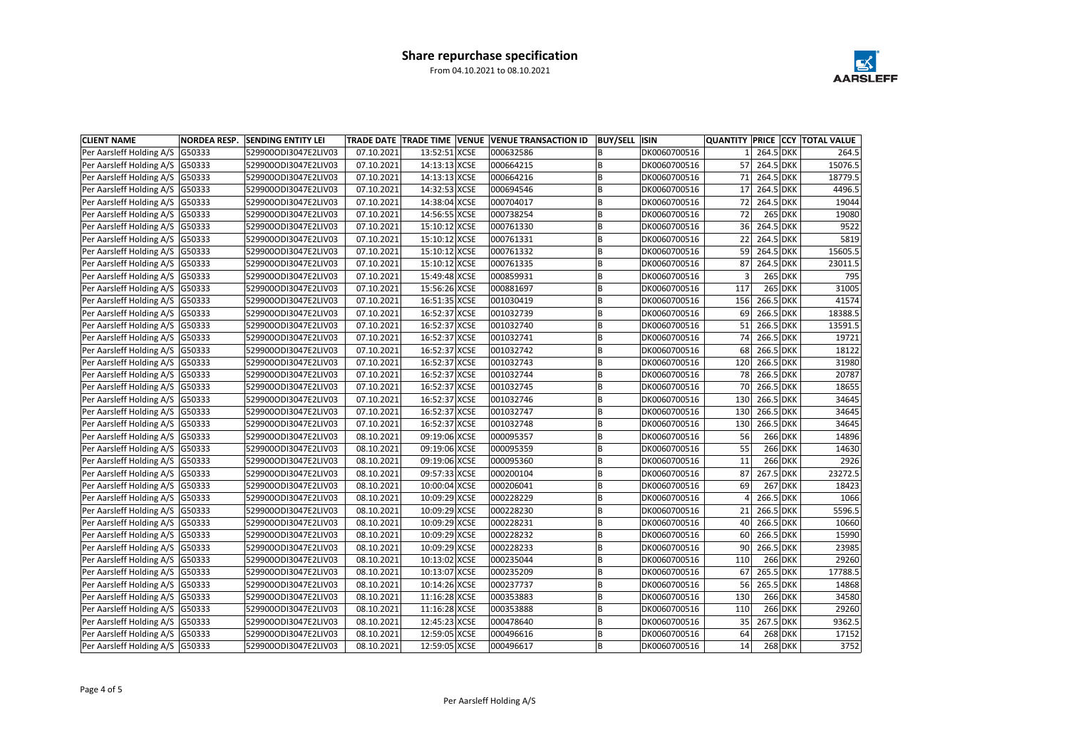# Share repurchase specification

From 04.10.2021 to 08.10.2021

| CLIENT NAME | NORDEA RESP. | SENDING ENTITY LEI | TRADE DATE | TRADE TIME | VENUE | VENUE TRANSACTION ID | BUY/SELL | ISIN | QUANTITY | PRICE | CCY | TOTAL VALUE |
|---|---|---|---|---|---|---|---|---|---|---|---|---|
| Per Aarsleff Holding A/S | G50333 | 529900ODI3047E2LIV03 | 07.10.2021 | 13:52:51 | XCSE | 000632586 | B | DK0060700516 | 1 | 264.5 | DKK | 264.5 |
| Per Aarsleff Holding A/S | G50333 | 529900ODI3047E2LIV03 | 07.10.2021 | 14:13:13 | XCSE | 000664215 | B | DK0060700516 | 57 | 264.5 | DKK | 15076.5 |
| Per Aarsleff Holding A/S | G50333 | 529900ODI3047E2LIV03 | 07.10.2021 | 14:13:13 | XCSE | 000664216 | B | DK0060700516 | 71 | 264.5 | DKK | 18779.5 |
| Per Aarsleff Holding A/S | G50333 | 529900ODI3047E2LIV03 | 07.10.2021 | 14:32:53 | XCSE | 000694546 | B | DK0060700516 | 17 | 264.5 | DKK | 4496.5 |
| Per Aarsleff Holding A/S | G50333 | 529900ODI3047E2LIV03 | 07.10.2021 | 14:38:04 | XCSE | 000704017 | B | DK0060700516 | 72 | 264.5 | DKK | 19044 |
| Per Aarsleff Holding A/S | G50333 | 529900ODI3047E2LIV03 | 07.10.2021 | 14:56:55 | XCSE | 000738254 | B | DK0060700516 | 72 | 265 | DKK | 19080 |
| Per Aarsleff Holding A/S | G50333 | 529900ODI3047E2LIV03 | 07.10.2021 | 15:10:12 | XCSE | 000761330 | B | DK0060700516 | 36 | 264.5 | DKK | 9522 |
| Per Aarsleff Holding A/S | G50333 | 529900ODI3047E2LIV03 | 07.10.2021 | 15:10:12 | XCSE | 000761331 | B | DK0060700516 | 22 | 264.5 | DKK | 5819 |
| Per Aarsleff Holding A/S | G50333 | 529900ODI3047E2LIV03 | 07.10.2021 | 15:10:12 | XCSE | 000761332 | B | DK0060700516 | 59 | 264.5 | DKK | 15605.5 |
| Per Aarsleff Holding A/S | G50333 | 529900ODI3047E2LIV03 | 07.10.2021 | 15:10:12 | XCSE | 000761335 | B | DK0060700516 | 87 | 264.5 | DKK | 23011.5 |
| Per Aarsleff Holding A/S | G50333 | 529900ODI3047E2LIV03 | 07.10.2021 | 15:49:48 | XCSE | 000859931 | B | DK0060700516 | 3 | 265 | DKK | 795 |
| Per Aarsleff Holding A/S | G50333 | 529900ODI3047E2LIV03 | 07.10.2021 | 15:56:26 | XCSE | 000881697 | B | DK0060700516 | 117 | 265 | DKK | 31005 |
| Per Aarsleff Holding A/S | G50333 | 529900ODI3047E2LIV03 | 07.10.2021 | 16:51:35 | XCSE | 001030419 | B | DK0060700516 | 156 | 266.5 | DKK | 41574 |
| Per Aarsleff Holding A/S | G50333 | 529900ODI3047E2LIV03 | 07.10.2021 | 16:52:37 | XCSE | 001032739 | B | DK0060700516 | 69 | 266.5 | DKK | 18388.5 |
| Per Aarsleff Holding A/S | G50333 | 529900ODI3047E2LIV03 | 07.10.2021 | 16:52:37 | XCSE | 001032740 | B | DK0060700516 | 51 | 266.5 | DKK | 13591.5 |
| Per Aarsleff Holding A/S | G50333 | 529900ODI3047E2LIV03 | 07.10.2021 | 16:52:37 | XCSE | 001032741 | B | DK0060700516 | 74 | 266.5 | DKK | 19721 |
| Per Aarsleff Holding A/S | G50333 | 529900ODI3047E2LIV03 | 07.10.2021 | 16:52:37 | XCSE | 001032742 | B | DK0060700516 | 68 | 266.5 | DKK | 18122 |
| Per Aarsleff Holding A/S | G50333 | 529900ODI3047E2LIV03 | 07.10.2021 | 16:52:37 | XCSE | 001032743 | B | DK0060700516 | 120 | 266.5 | DKK | 31980 |
| Per Aarsleff Holding A/S | G50333 | 529900ODI3047E2LIV03 | 07.10.2021 | 16:52:37 | XCSE | 001032744 | B | DK0060700516 | 78 | 266.5 | DKK | 20787 |
| Per Aarsleff Holding A/S | G50333 | 529900ODI3047E2LIV03 | 07.10.2021 | 16:52:37 | XCSE | 001032745 | B | DK0060700516 | 70 | 266.5 | DKK | 18655 |
| Per Aarsleff Holding A/S | G50333 | 529900ODI3047E2LIV03 | 07.10.2021 | 16:52:37 | XCSE | 001032746 | B | DK0060700516 | 130 | 266.5 | DKK | 34645 |
| Per Aarsleff Holding A/S | G50333 | 529900ODI3047E2LIV03 | 07.10.2021 | 16:52:37 | XCSE | 001032747 | B | DK0060700516 | 130 | 266.5 | DKK | 34645 |
| Per Aarsleff Holding A/S | G50333 | 529900ODI3047E2LIV03 | 07.10.2021 | 16:52:37 | XCSE | 001032748 | B | DK0060700516 | 130 | 266.5 | DKK | 34645 |
| Per Aarsleff Holding A/S | G50333 | 529900ODI3047E2LIV03 | 08.10.2021 | 09:19:06 | XCSE | 000095357 | B | DK0060700516 | 56 | 266 | DKK | 14896 |
| Per Aarsleff Holding A/S | G50333 | 529900ODI3047E2LIV03 | 08.10.2021 | 09:19:06 | XCSE | 000095359 | B | DK0060700516 | 55 | 266 | DKK | 14630 |
| Per Aarsleff Holding A/S | G50333 | 529900ODI3047E2LIV03 | 08.10.2021 | 09:19:06 | XCSE | 000095360 | B | DK0060700516 | 11 | 266 | DKK | 2926 |
| Per Aarsleff Holding A/S | G50333 | 529900ODI3047E2LIV03 | 08.10.2021 | 09:57:33 | XCSE | 000200104 | B | DK0060700516 | 87 | 267.5 | DKK | 23272.5 |
| Per Aarsleff Holding A/S | G50333 | 529900ODI3047E2LIV03 | 08.10.2021 | 10:00:04 | XCSE | 000206041 | B | DK0060700516 | 69 | 267 | DKK | 18423 |
| Per Aarsleff Holding A/S | G50333 | 529900ODI3047E2LIV03 | 08.10.2021 | 10:09:29 | XCSE | 000228229 | B | DK0060700516 | 4 | 266.5 | DKK | 1066 |
| Per Aarsleff Holding A/S | G50333 | 529900ODI3047E2LIV03 | 08.10.2021 | 10:09:29 | XCSE | 000228230 | B | DK0060700516 | 21 | 266.5 | DKK | 5596.5 |
| Per Aarsleff Holding A/S | G50333 | 529900ODI3047E2LIV03 | 08.10.2021 | 10:09:29 | XCSE | 000228231 | B | DK0060700516 | 40 | 266.5 | DKK | 10660 |
| Per Aarsleff Holding A/S | G50333 | 529900ODI3047E2LIV03 | 08.10.2021 | 10:09:29 | XCSE | 000228232 | B | DK0060700516 | 60 | 266.5 | DKK | 15990 |
| Per Aarsleff Holding A/S | G50333 | 529900ODI3047E2LIV03 | 08.10.2021 | 10:09:29 | XCSE | 000228233 | B | DK0060700516 | 90 | 266.5 | DKK | 23985 |
| Per Aarsleff Holding A/S | G50333 | 529900ODI3047E2LIV03 | 08.10.2021 | 10:13:02 | XCSE | 000235044 | B | DK0060700516 | 110 | 266 | DKK | 29260 |
| Per Aarsleff Holding A/S | G50333 | 529900ODI3047E2LIV03 | 08.10.2021 | 10:13:07 | XCSE | 000235209 | B | DK0060700516 | 67 | 265.5 | DKK | 17788.5 |
| Per Aarsleff Holding A/S | G50333 | 529900ODI3047E2LIV03 | 08.10.2021 | 10:14:26 | XCSE | 000237737 | B | DK0060700516 | 56 | 265.5 | DKK | 14868 |
| Per Aarsleff Holding A/S | G50333 | 529900ODI3047E2LIV03 | 08.10.2021 | 11:16:28 | XCSE | 000353883 | B | DK0060700516 | 130 | 266 | DKK | 34580 |
| Per Aarsleff Holding A/S | G50333 | 529900ODI3047E2LIV03 | 08.10.2021 | 11:16:28 | XCSE | 000353888 | B | DK0060700516 | 110 | 266 | DKK | 29260 |
| Per Aarsleff Holding A/S | G50333 | 529900ODI3047E2LIV03 | 08.10.2021 | 12:45:23 | XCSE | 000478640 | B | DK0060700516 | 35 | 267.5 | DKK | 9362.5 |
| Per Aarsleff Holding A/S | G50333 | 529900ODI3047E2LIV03 | 08.10.2021 | 12:59:05 | XCSE | 000496616 | B | DK0060700516 | 64 | 268 | DKK | 17152 |
| Per Aarsleff Holding A/S | G50333 | 529900ODI3047E2LIV03 | 08.10.2021 | 12:59:05 | XCSE | 000496617 | B | DK0060700516 | 14 | 268 | DKK | 3752 |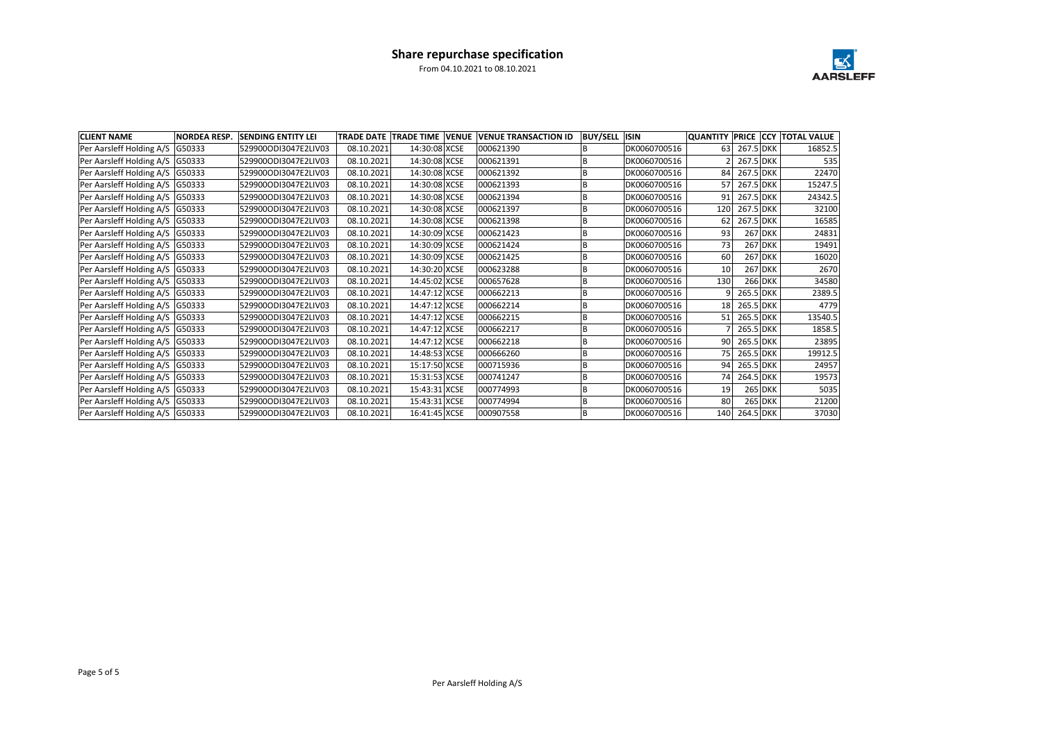# Share repurchase specification

From 04.10.2021 to 08.10.2021

| CLIENT NAME | NORDEA RESP. | SENDING ENTITY LEI | TRADE DATE | TRADE TIME | VENUE | VENUE TRANSACTION ID | BUY/SELL | ISIN | QUANTITY | PRICE | CCY | TOTAL VALUE |
|---|---|---|---|---|---|---|---|---|---|---|---|---|
| Per Aarsleff Holding A/S | G50333 | 529900ODI3047E2LIV03 | 08.10.2021 | 14:30:08 | XCSE | 000621390 | B | DK0060700516 | 63 | 267.5 | DKK | 16852.5 |
| Per Aarsleff Holding A/S | G50333 | 529900ODI3047E2LIV03 | 08.10.2021 | 14:30:08 | XCSE | 000621391 | B | DK0060700516 | 2 | 267.5 | DKK | 535 |
| Per Aarsleff Holding A/S | G50333 | 529900ODI3047E2LIV03 | 08.10.2021 | 14:30:08 | XCSE | 000621392 | B | DK0060700516 | 84 | 267.5 | DKK | 22470 |
| Per Aarsleff Holding A/S | G50333 | 529900ODI3047E2LIV03 | 08.10.2021 | 14:30:08 | XCSE | 000621393 | B | DK0060700516 | 57 | 267.5 | DKK | 15247.5 |
| Per Aarsleff Holding A/S | G50333 | 529900ODI3047E2LIV03 | 08.10.2021 | 14:30:08 | XCSE | 000621394 | B | DK0060700516 | 91 | 267.5 | DKK | 24342.5 |
| Per Aarsleff Holding A/S | G50333 | 529900ODI3047E2LIV03 | 08.10.2021 | 14:30:08 | XCSE | 000621397 | B | DK0060700516 | 120 | 267.5 | DKK | 32100 |
| Per Aarsleff Holding A/S | G50333 | 529900ODI3047E2LIV03 | 08.10.2021 | 14:30:08 | XCSE | 000621398 | B | DK0060700516 | 62 | 267.5 | DKK | 16585 |
| Per Aarsleff Holding A/S | G50333 | 529900ODI3047E2LIV03 | 08.10.2021 | 14:30:09 | XCSE | 000621423 | B | DK0060700516 | 93 | 267 | DKK | 24831 |
| Per Aarsleff Holding A/S | G50333 | 529900ODI3047E2LIV03 | 08.10.2021 | 14:30:09 | XCSE | 000621424 | B | DK0060700516 | 73 | 267 | DKK | 19491 |
| Per Aarsleff Holding A/S | G50333 | 529900ODI3047E2LIV03 | 08.10.2021 | 14:30:09 | XCSE | 000621425 | B | DK0060700516 | 60 | 267 | DKK | 16020 |
| Per Aarsleff Holding A/S | G50333 | 529900ODI3047E2LIV03 | 08.10.2021 | 14:30:20 | XCSE | 000623288 | B | DK0060700516 | 10 | 267 | DKK | 2670 |
| Per Aarsleff Holding A/S | G50333 | 529900ODI3047E2LIV03 | 08.10.2021 | 14:45:02 | XCSE | 000657628 | B | DK0060700516 | 130 | 266 | DKK | 34580 |
| Per Aarsleff Holding A/S | G50333 | 529900ODI3047E2LIV03 | 08.10.2021 | 14:47:12 | XCSE | 000662213 | B | DK0060700516 | 9 | 265.5 | DKK | 2389.5 |
| Per Aarsleff Holding A/S | G50333 | 529900ODI3047E2LIV03 | 08.10.2021 | 14:47:12 | XCSE | 000662214 | B | DK0060700516 | 18 | 265.5 | DKK | 4779 |
| Per Aarsleff Holding A/S | G50333 | 529900ODI3047E2LIV03 | 08.10.2021 | 14:47:12 | XCSE | 000662215 | B | DK0060700516 | 51 | 265.5 | DKK | 13540.5 |
| Per Aarsleff Holding A/S | G50333 | 529900ODI3047E2LIV03 | 08.10.2021 | 14:47:12 | XCSE | 000662217 | B | DK0060700516 | 7 | 265.5 | DKK | 1858.5 |
| Per Aarsleff Holding A/S | G50333 | 529900ODI3047E2LIV03 | 08.10.2021 | 14:47:12 | XCSE | 000662218 | B | DK0060700516 | 90 | 265.5 | DKK | 23895 |
| Per Aarsleff Holding A/S | G50333 | 529900ODI3047E2LIV03 | 08.10.2021 | 14:48:53 | XCSE | 000666260 | B | DK0060700516 | 75 | 265.5 | DKK | 19912.5 |
| Per Aarsleff Holding A/S | G50333 | 529900ODI3047E2LIV03 | 08.10.2021 | 15:17:50 | XCSE | 000715936 | B | DK0060700516 | 94 | 265.5 | DKK | 24957 |
| Per Aarsleff Holding A/S | G50333 | 529900ODI3047E2LIV03 | 08.10.2021 | 15:31:53 | XCSE | 000741247 | B | DK0060700516 | 74 | 264.5 | DKK | 19573 |
| Per Aarsleff Holding A/S | G50333 | 529900ODI3047E2LIV03 | 08.10.2021 | 15:43:31 | XCSE | 000774993 | B | DK0060700516 | 19 | 265 | DKK | 5035 |
| Per Aarsleff Holding A/S | G50333 | 529900ODI3047E2LIV03 | 08.10.2021 | 15:43:31 | XCSE | 000774994 | B | DK0060700516 | 80 | 265 | DKK | 21200 |
| Per Aarsleff Holding A/S | G50333 | 529900ODI3047E2LIV03 | 08.10.2021 | 16:41:45 | XCSE | 000907558 | B | DK0060700516 | 140 | 264.5 | DKK | 37030 |